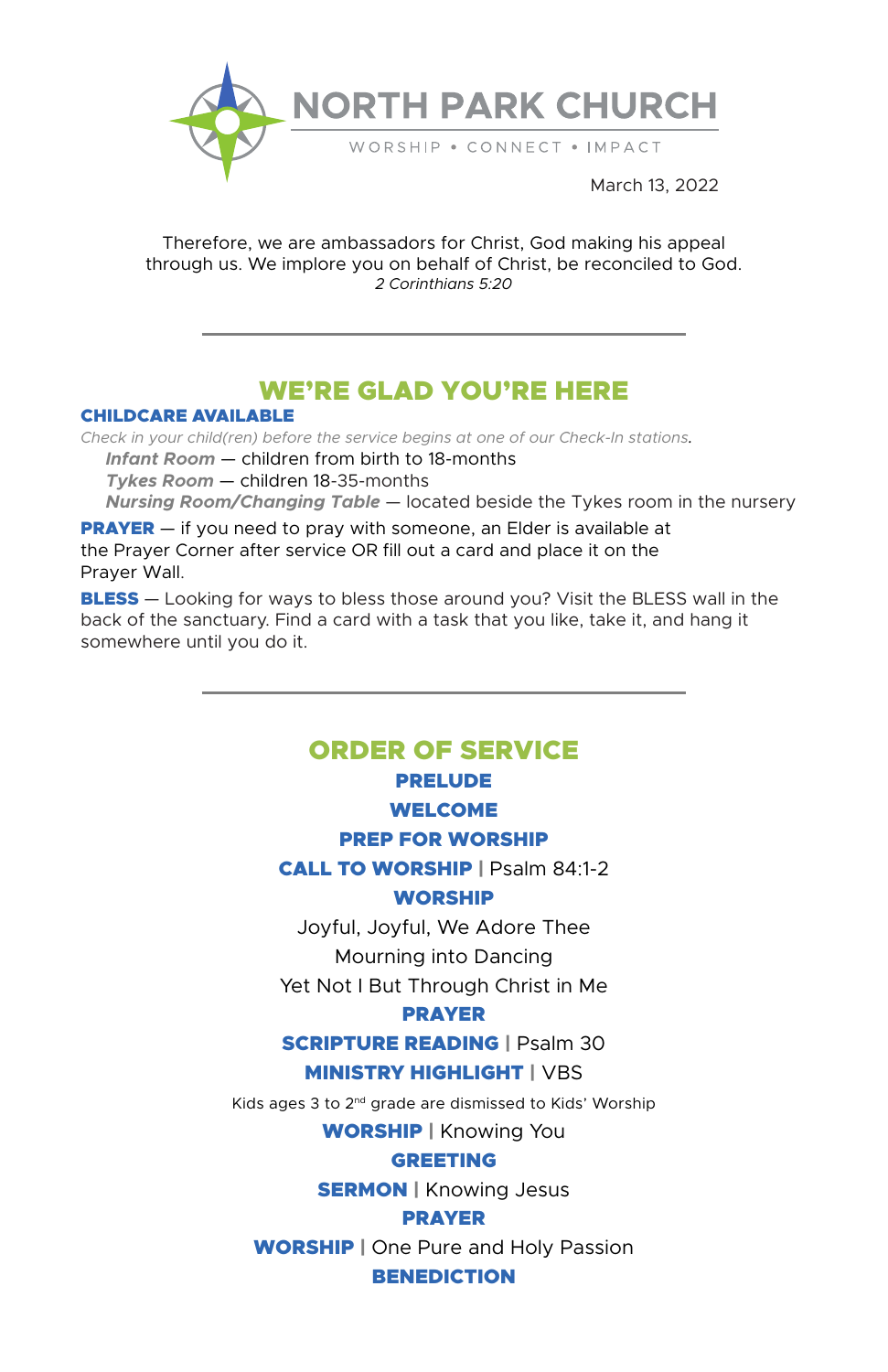# NORTH PARK CHURCH

WORSHIP • CONNECT • IMPACT

March 13, 2022

Therefore, we are ambassadors for Christ, God making his appeal through us. We implore you on behalf of Christ, be reconciled to God.
*2 Corinthians 5:20*

---

## WE'RE GLAD YOU'RE HERE

**CHILDCARE AVAILABLE**

*Check in your child(ren) before the service begins at one of our Check-In stations.*

- ***Infant Room*** — children from birth to 18-months
- ***Tykes Room*** — children 18-35-months
- ***Nursing Room/Changing Table*** — located beside the Tykes room in the nursery

**PRAYER** — if you need to pray with someone, an Elder is available at the Prayer Corner after service OR fill out a card and place it on the Prayer Wall.

**BLESS** — Looking for ways to bless those around you? Visit the BLESS wall in the back of the sanctuary. Find a card with a task that you like, take it, and hang it somewhere until you do it.

---

## ORDER OF SERVICE

**PRELUDE**

**WELCOME**

**PREP FOR WORSHIP**

**CALL TO WORSHIP** | Psalm 84:1-2

**WORSHIP**

Joyful, Joyful, We Adore Thee

Mourning into Dancing

Yet Not I But Through Christ in Me

**PRAYER**

**SCRIPTURE READING** | Psalm 30

**MINISTRY HIGHLIGHT** | VBS

Kids ages 3 to 2nd grade are dismissed to Kids' Worship

**WORSHIP** | Knowing You

**GREETING**

**SERMON** | Knowing Jesus

**PRAYER**

**WORSHIP** | One Pure and Holy Passion

**BENEDICTION**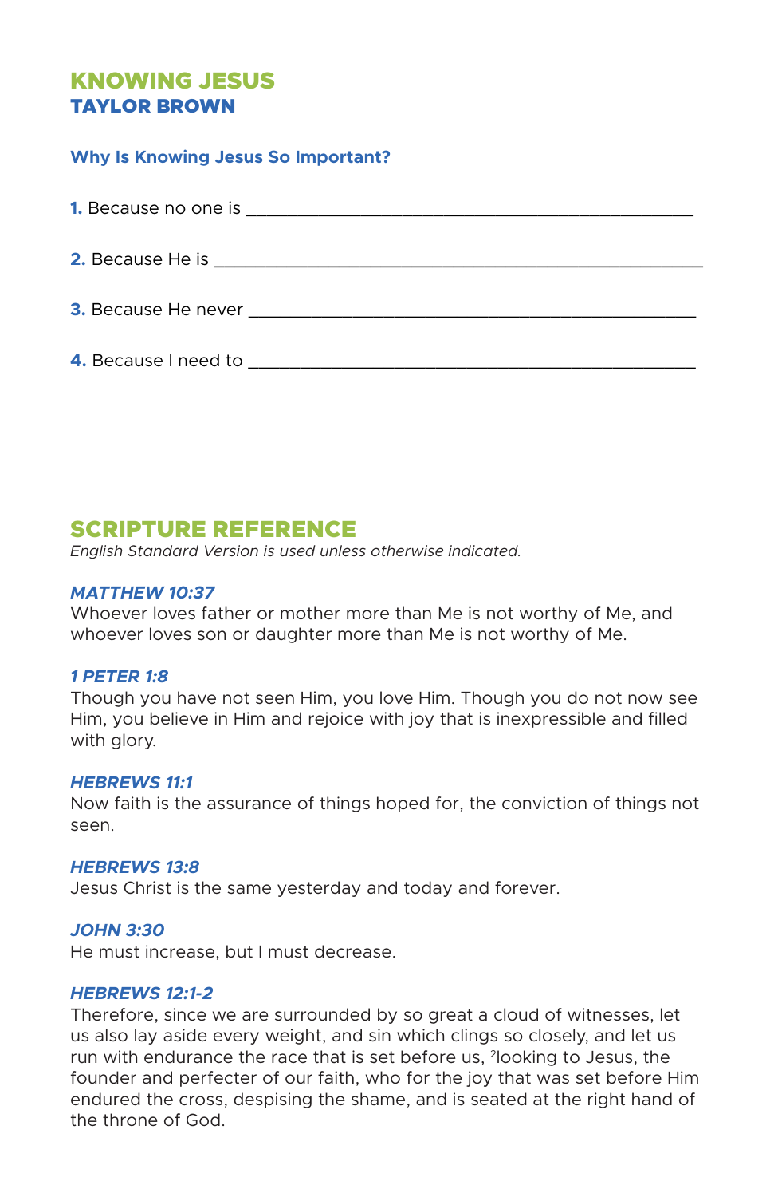# KNOWING JESUS

## TAYLOR BROWN

### Why Is Knowing Jesus So Important?

**1.** Because no one is ______________________________________________

**2.** Because He is ________________________________________________

**3.** Because He never ____________________________________________

**4.** Because I need to ____________________________________________

## SCRIPTURE REFERENCE

*English Standard Version is used unless otherwise indicated.*

***MATTHEW 10:37***

Whoever loves father or mother more than Me is not worthy of Me, and whoever loves son or daughter more than Me is not worthy of Me.

***1 PETER 1:8***

Though you have not seen Him, you love Him. Though you do not now see Him, you believe in Him and rejoice with joy that is inexpressible and filled with glory.

***HEBREWS 11:1***

Now faith is the assurance of things hoped for, the conviction of things not seen.

***HEBREWS 13:8***

Jesus Christ is the same yesterday and today and forever.

***JOHN 3:30***

He must increase, but I must decrease.

***HEBREWS 12:1-2***

Therefore, since we are surrounded by so great a cloud of witnesses, let us also lay aside every weight, and sin which clings so closely, and let us run with endurance the race that is set before us, [2]looking to Jesus, the founder and perfecter of our faith, who for the joy that was set before Him endured the cross, despising the shame, and is seated at the right hand of the throne of God.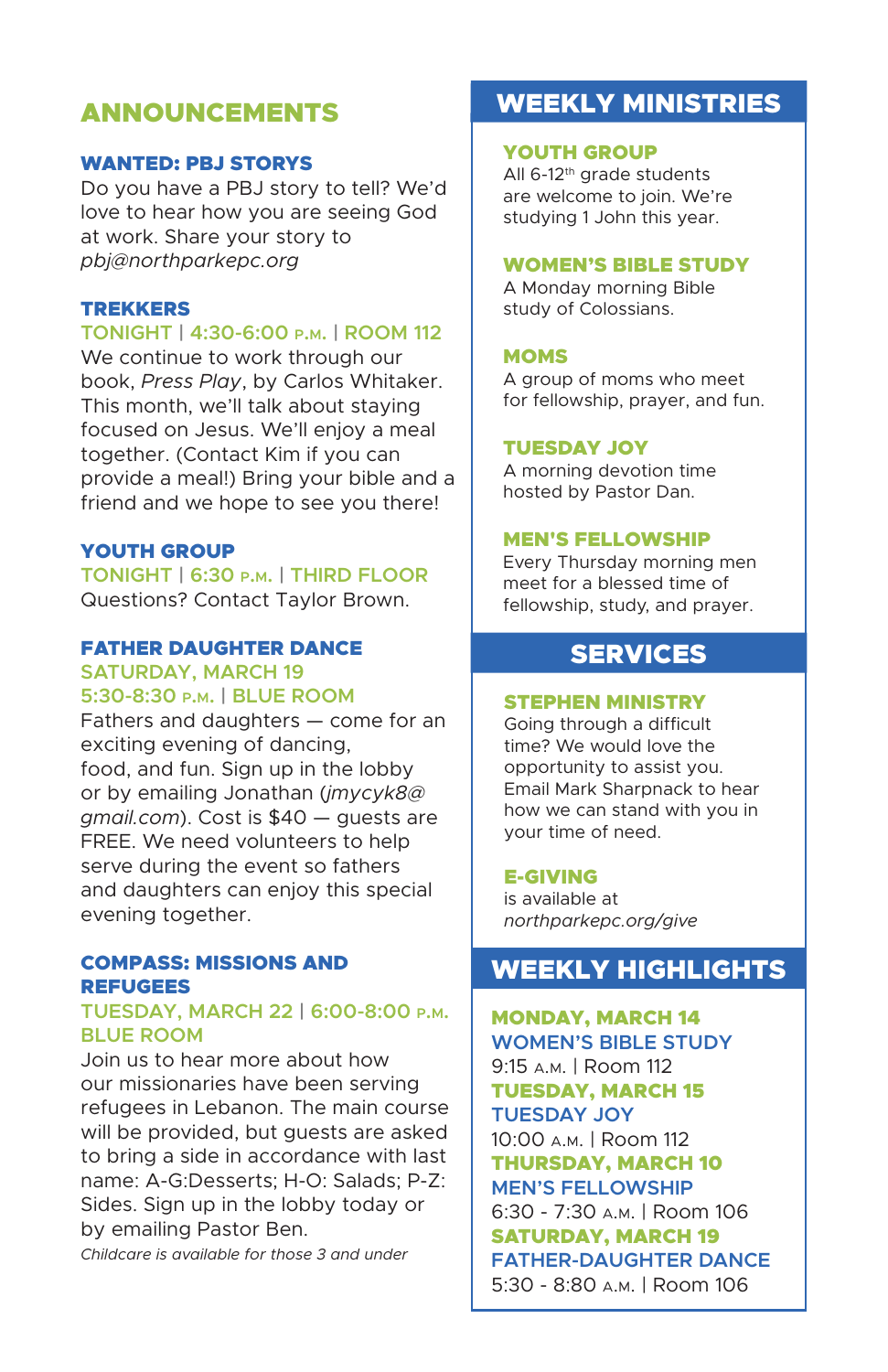## ANNOUNCEMENTS

### WANTED: PBJ STORYS

Do you have a PBJ story to tell? We'd love to hear how you are seeing God at work. Share your story to *pbj@northparkepc.org*

### TREKKERS

TONIGHT | 4:30-6:00 P.M. | ROOM 112

We continue to work through our book, *Press Play*, by Carlos Whitaker. This month, we'll talk about staying focused on Jesus. We'll enjoy a meal together. (Contact Kim if you can provide a meal!) Bring your bible and a friend and we hope to see you there!

### YOUTH GROUP

TONIGHT | 6:30 P.M. | THIRD FLOOR

Questions? Contact Taylor Brown.

### FATHER DAUGHTER DANCE

SATURDAY, MARCH 19
5:30-8:30 P.M. | BLUE ROOM

Fathers and daughters — come for an exciting evening of dancing, food, and fun. Sign up in the lobby or by emailing Jonathan (*jmycyk8@gmail.com*). Cost is $40 — guests are FREE. We need volunteers to help serve during the event so fathers and daughters can enjoy this special evening together.

### COMPASS: MISSIONS AND REFUGEES

TUESDAY, MARCH 22 | 6:00-8:00 P.M.
BLUE ROOM

Join us to hear more about how our missionaries have been serving refugees in Lebanon. The main course will be provided, but guests are asked to bring a side in accordance with last name: A-G:Desserts; H-O: Salads; P-Z: Sides. Sign up in the lobby today or by emailing Pastor Ben.

*Childcare is available for those 3 and under*

## WEEKLY MINISTRIES

### YOUTH GROUP

All 6-12th grade students are welcome to join. We're studying 1 John this year.

### WOMEN'S BIBLE STUDY

A Monday morning Bible study of Colossians.

### MOMS

A group of moms who meet for fellowship, prayer, and fun.

### TUESDAY JOY

A morning devotion time hosted by Pastor Dan.

### MEN'S FELLOWSHIP

Every Thursday morning men meet for a blessed time of fellowship, study, and prayer.

## SERVICES

### STEPHEN MINISTRY

Going through a difficult time? We would love the opportunity to assist you. Email Mark Sharpnack to hear how we can stand with you in your time of need.

### E-GIVING

is available at *northparkepc.org/give*

## WEEKLY HIGHLIGHTS

**MONDAY, MARCH 14**
**WOMEN'S BIBLE STUDY**
9:15 A.M. | Room 112

**TUESDAY, MARCH 15**
**TUESDAY JOY**
10:00 A.M. | Room 112

**THURSDAY, MARCH 10**
**MEN'S FELLOWSHIP**
6:30 - 7:30 A.M. | Room 106

**SATURDAY, MARCH 19**
**FATHER-DAUGHTER DANCE**
5:30 - 8:80 A.M. | Room 106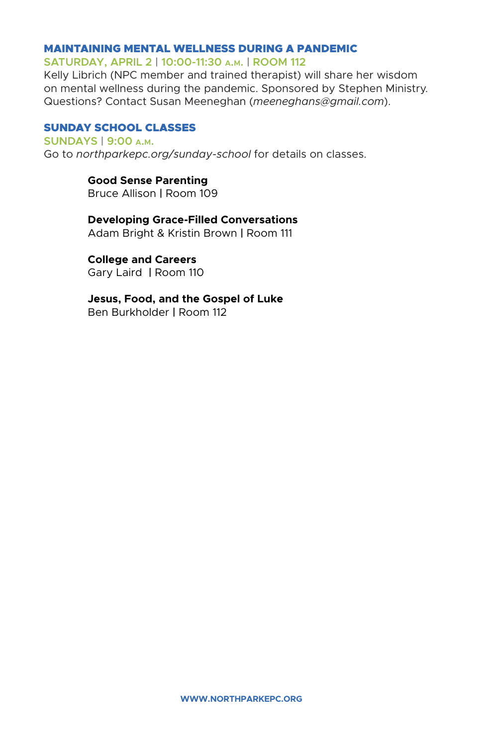## MAINTAINING MENTAL WELLNESS DURING A PANDEMIC

**SATURDAY, APRIL 2 | 10:00-11:30 A.M. | ROOM 112**

Kelly Librich (NPC member and trained therapist) will share her wisdom on mental wellness during the pandemic. Sponsored by Stephen Ministry. Questions? Contact Susan Meeneghan (*meeneghans@gmail.com*).

## SUNDAY SCHOOL CLASSES

**SUNDAYS | 9:00 A.M.**

Go to *northparkepc.org/sunday-school* for details on classes.

**Good Sense Parenting**
Bruce Allison | Room 109

**Developing Grace-Filled Conversations**
Adam Bright & Kristin Brown | Room 111

**College and Careers**
Gary Laird | Room 110

**Jesus, Food, and the Gospel of Luke**
Ben Burkholder | Room 112